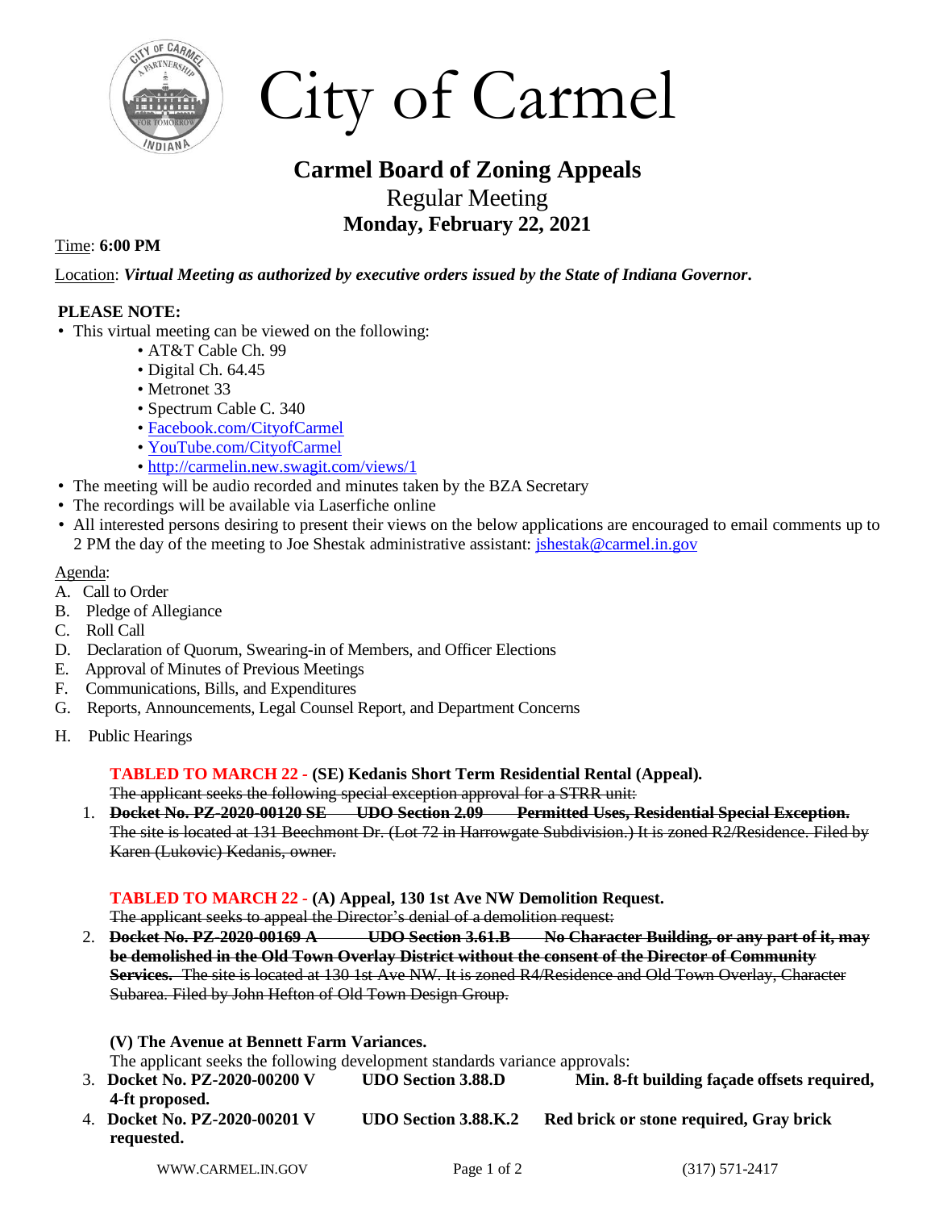# City of Carmel

## Carmel Board of Zoning Appeals

### Regular Meeting

### Monday, February 22, 2021

Time: **6:00 PM**

Location: ***Virtual Meeting as authorized by executive orders issued by the State of Indiana Governor.***

**PLEASE NOTE:**

- This virtual meeting can be viewed on the following:
  - AT&T Cable Ch. 99
  - Digital Ch. 64.45
  - Metronet 33
  - Spectrum Cable C. 340
  - Facebook.com/CityofCarmel
  - YouTube.com/CityofCarmel
  - http://carmelin.new.swagit.com/views/1
- The meeting will be audio recorded and minutes taken by the BZA Secretary
- The recordings will be available via Laserfiche online
- All interested persons desiring to present their views on the below applications are encouraged to email comments up to 2 PM the day of the meeting to Joe Shestak administrative assistant: jshestak@carmel.in.gov

Agenda:

A. Call to Order
B. Pledge of Allegiance
C. Roll Call
D. Declaration of Quorum, Swearing-in of Members, and Officer Elections
E. Approval of Minutes of Previous Meetings
F. Communications, Bills, and Expenditures
G. Reports, Announcements, Legal Counsel Report, and Department Concerns
H. Public Hearings

**TABLED TO MARCH 22 - (SE) Kedanis Short Term Residential Rental (Appeal).**
~~The applicant seeks the following special exception approval for a STRR unit:~~

1. ~~**Docket No. PZ-2020-00120 SE UDO Section 2.09 Permitted Uses, Residential Special Exception.**~~ ~~The site is located at 131 Beechmont Dr. (Lot 72 in Harrowgate Subdivision.) It is zoned R2/Residence. Filed by Karen (Lukovic) Kedanis, owner.~~

**TABLED TO MARCH 22 - (A) Appeal, 130 1st Ave NW Demolition Request.**
~~The applicant seeks to appeal the Director's denial of a demolition request:~~

2. ~~**Docket No. PZ-2020-00169 A UDO Section 3.61.B No Character Building, or any part of it, may be demolished in the Old Town Overlay District without the consent of the Director of Community Services.**~~ ~~The site is located at 130 1st Ave NW. It is zoned R4/Residence and Old Town Overlay, Character Subarea. Filed by John Hefton of Old Town Design Group.~~

**(V) The Avenue at Bennett Farm Variances.**
The applicant seeks the following development standards variance approvals:

3. **Docket No. PZ-2020-00200 V UDO Section 3.88.D Min. 8-ft building façade offsets required, 4-ft proposed.**
4. **Docket No. PZ-2020-00201 V UDO Section 3.88.K.2 Red brick or stone required, Gray brick requested.**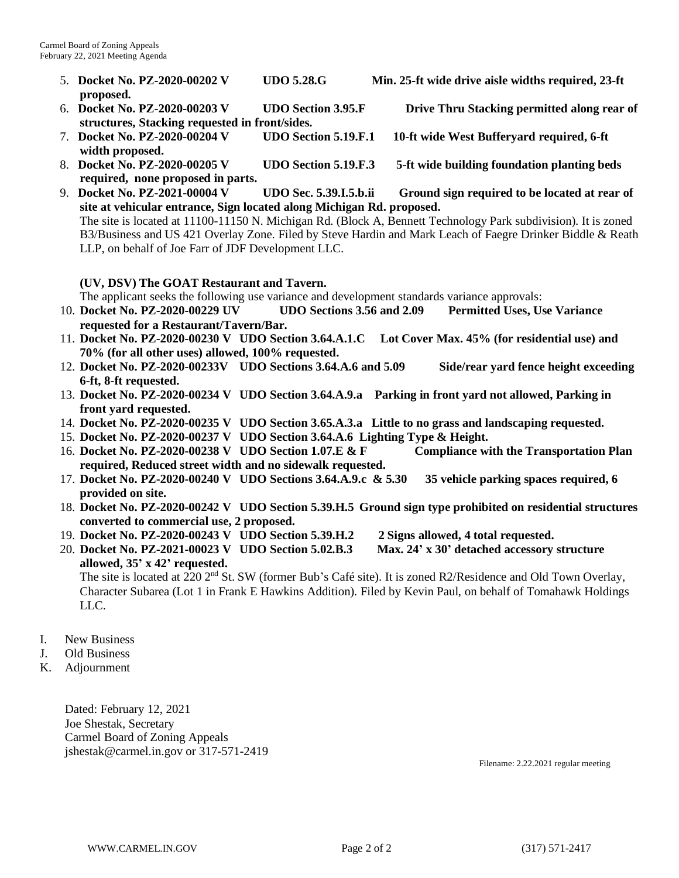5. **Docket No. PZ-2020-00202 V UDO 5.28.G Min. 25-ft wide drive aisle widths required, 23-ft proposed.**
6. **Docket No. PZ-2020-00203 V UDO Section 3.95.F Drive Thru Stacking permitted along rear of structures, Stacking requested in front/sides.**
7. **Docket No. PZ-2020-00204 V UDO Section 5.19.F.1 10-ft wide West Bufferyard required, 6-ft width proposed.**
8. **Docket No. PZ-2020-00205 V UDO Section 5.19.F.3 5-ft wide building foundation planting beds required, none proposed in parts.**
9. **Docket No. PZ-2021-00004 V UDO Sec. 5.39.I.5.b.ii Ground sign required to be located at rear of site at vehicular entrance, Sign located along Michigan Rd. proposed.**

   The site is located at 11100-11150 N. Michigan Rd. (Block A, Bennett Technology Park subdivision). It is zoned B3/Business and US 421 Overlay Zone. Filed by Steve Hardin and Mark Leach of Faegre Drinker Biddle & Reath LLP, on behalf of Joe Farr of JDF Development LLC.

**(UV, DSV) The GOAT Restaurant and Tavern.**

The applicant seeks the following use variance and development standards variance approvals:

10. **Docket No. PZ-2020-00229 UV UDO Sections 3.56 and 2.09 Permitted Uses, Use Variance requested for a Restaurant/Tavern/Bar.**
11. **Docket No. PZ-2020-00230 V UDO Section 3.64.A.1.C Lot Cover Max. 45% (for residential use) and 70% (for all other uses) allowed, 100% requested.**
12. **Docket No. PZ-2020-00233V UDO Sections 3.64.A.6 and 5.09 Side/rear yard fence height exceeding 6-ft, 8-ft requested.**
13. **Docket No. PZ-2020-00234 V UDO Section 3.64.A.9.a Parking in front yard not allowed, Parking in front yard requested.**
14. **Docket No. PZ-2020-00235 V UDO Section 3.65.A.3.a Little to no grass and landscaping requested.**
15. **Docket No. PZ-2020-00237 V UDO Section 3.64.A.6 Lighting Type & Height.**
16. **Docket No. PZ-2020-00238 V UDO Section 1.07.E & F Compliance with the Transportation Plan required, Reduced street width and no sidewalk requested.**
17. **Docket No. PZ-2020-00240 V UDO Sections 3.64.A.9.c & 5.30 35 vehicle parking spaces required, 6 provided on site.**
18. **Docket No. PZ-2020-00242 V UDO Section 5.39.H.5 Ground sign type prohibited on residential structures converted to commercial use, 2 proposed.**
19. **Docket No. PZ-2020-00243 V UDO Section 5.39.H.2 2 Signs allowed, 4 total requested.**
20. **Docket No. PZ-2021-00023 V UDO Section 5.02.B.3 Max. 24' x 30' detached accessory structure allowed, 35' x 42' requested.**

    The site is located at 220 2nd St. SW (former Bub's Café site). It is zoned R2/Residence and Old Town Overlay, Character Subarea (Lot 1 in Frank E Hawkins Addition). Filed by Kevin Paul, on behalf of Tomahawk Holdings LLC.

I. New Business

J. Old Business

K. Adjournment

Dated: February 12, 2021
Joe Shestak, Secretary
Carmel Board of Zoning Appeals
jshestak@carmel.in.gov or 317-571-2419

Filename: 2.22.2021 regular meeting